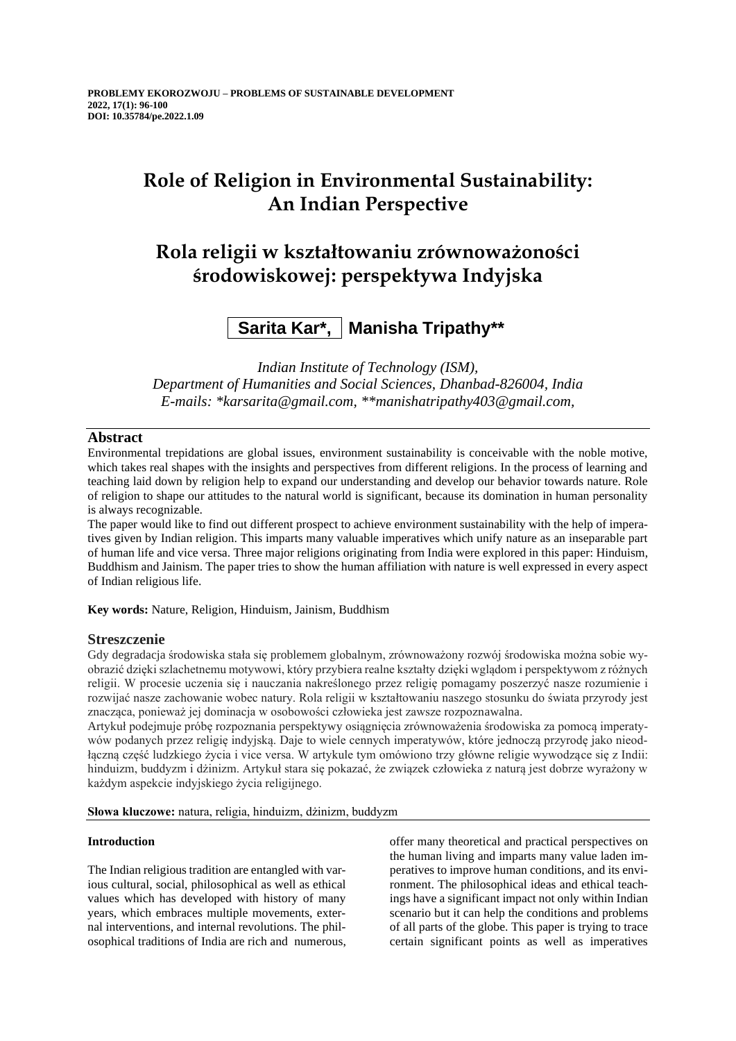**PROBLEMY EKOROZWOJU – PROBLEMS OF SUSTAINABLE DEVELOPMENT**
**2022, 17(1): 96-100**
**DOI: 10.35784/pe.2022.1.09**

# Role of Religion in Environmental Sustainability: An Indian Perspective

# Rola religii w kształtowaniu zrównoważoności środowiskowej: perspektywa Indyjska

**Sarita Kar\*, Manisha Tripathy\*\***

*Indian Institute of Technology (ISM),*
*Department of Humanities and Social Sciences, Dhanbad-826004, India*
*E-mails: \*karsarita@gmail.com, \*\*manishatripathy403@gmail.com,*

## Abstract

Environmental trepidations are global issues, environment sustainability is conceivable with the noble motive, which takes real shapes with the insights and perspectives from different religions. In the process of learning and teaching laid down by religion help to expand our understanding and develop our behavior towards nature. Role of religion to shape our attitudes to the natural world is significant, because its domination in human personality is always recognizable.

The paper would like to find out different prospect to achieve environment sustainability with the help of imperatives given by Indian religion. This imparts many valuable imperatives which unify nature as an inseparable part of human life and vice versa. Three major religions originating from India were explored in this paper: Hinduism, Buddhism and Jainism. The paper tries to show the human affiliation with nature is well expressed in every aspect of Indian religious life.

**Key words:** Nature, Religion, Hinduism, Jainism, Buddhism

## Streszczenie

Gdy degradacja środowiska stała się problemem globalnym, zrównoważony rozwój środowiska można sobie wyobrazić dzięki szlachetnemu motywowi, który przybiera realne kształty dzięki wglądom i perspektywom z różnych religii. W procesie uczenia się i nauczania nakreślonego przez religię pomagamy poszerzyć nasze rozumienie i rozwijać nasze zachowanie wobec natury. Rola religii w kształtowaniu naszego stosunku do świata przyrody jest znacząca, ponieważ jej dominacja w osobowości człowieka jest zawsze rozpoznawalna.

Artykuł podejmuje próbę rozpoznania perspektywy osiągnięcia zrównoważenia środowiska za pomocą imperatywów podanych przez religię indyjską. Daje to wiele cennych imperatywów, które jednoczą przyrodę jako nieodłączną część ludzkiego życia i vice versa. W artykule tym omówiono trzy główne religie wywodzące się z Indii: hinduizm, buddyzm i dżinizm. Artykuł stara się pokazać, że związek człowieka z naturą jest dobrze wyrażony w każdym aspekcie indyjskiego życia religijnego.

**Słowa kluczowe:** natura, religia, hinduizm, dżinizm, buddyzm

### Introduction

The Indian religious tradition are entangled with various cultural, social, philosophical as well as ethical values which has developed with history of many years, which embraces multiple movements, external interventions, and internal revolutions. The philosophical traditions of India are rich and numerous, offer many theoretical and practical perspectives on the human living and imparts many value laden imperatives to improve human conditions, and its environment. The philosophical ideas and ethical teachings have a significant impact not only within Indian scenario but it can help the conditions and problems of all parts of the globe. This paper is trying to trace certain significant points as well as imperatives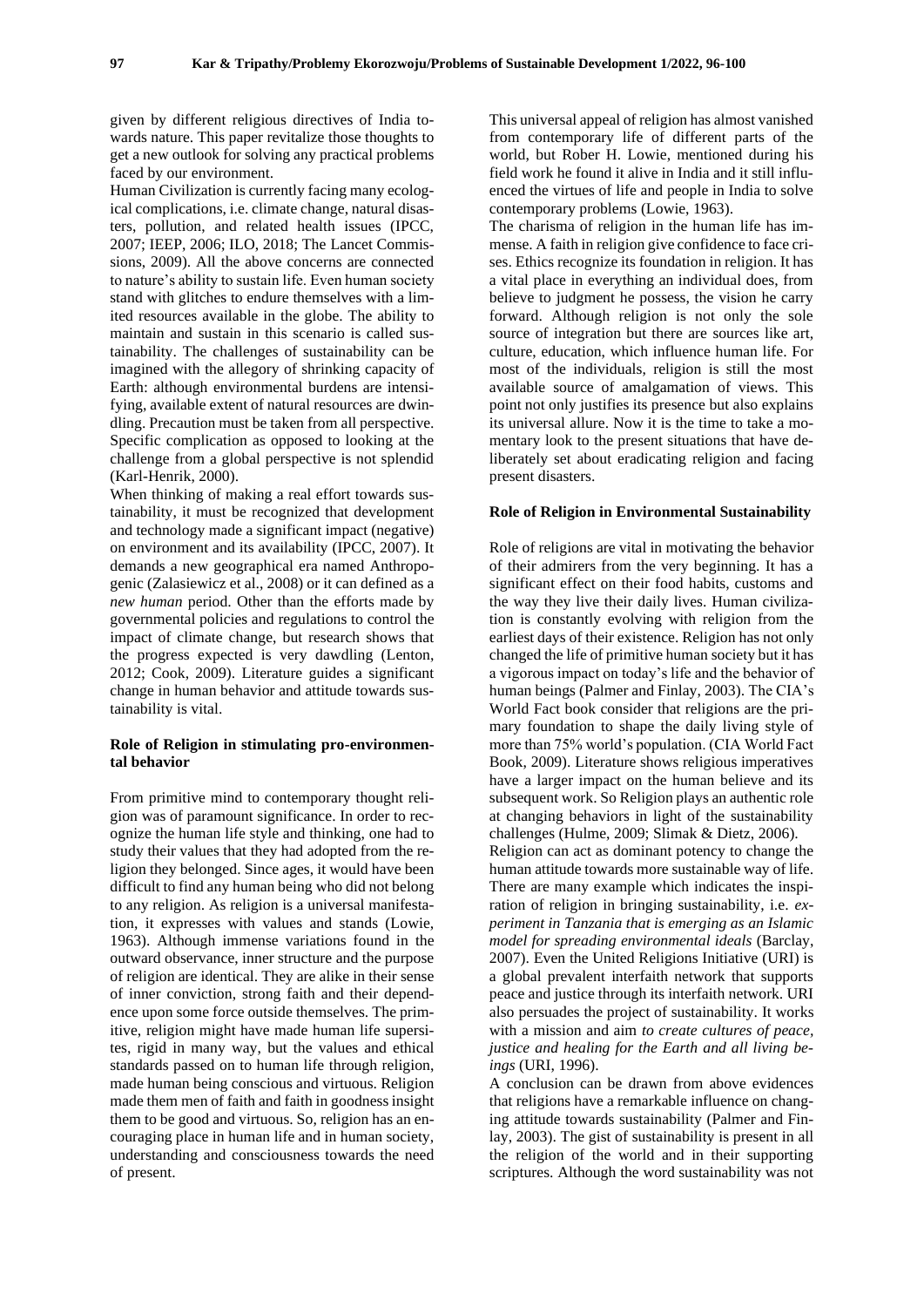given by different religious directives of India towards nature. This paper revitalize those thoughts to get a new outlook for solving any practical problems faced by our environment.

Human Civilization is currently facing many ecological complications, i.e. climate change, natural disasters, pollution, and related health issues (IPCC, 2007; IEEP, 2006; ILO, 2018; The Lancet Commissions, 2009). All the above concerns are connected to nature's ability to sustain life. Even human society stand with glitches to endure themselves with a limited resources available in the globe. The ability to maintain and sustain in this scenario is called sustainability. The challenges of sustainability can be imagined with the allegory of shrinking capacity of Earth: although environmental burdens are intensifying, available extent of natural resources are dwindling. Precaution must be taken from all perspective. Specific complication as opposed to looking at the challenge from a global perspective is not splendid (Karl-Henrik, 2000).

When thinking of making a real effort towards sustainability, it must be recognized that development and technology made a significant impact (negative) on environment and its availability (IPCC, 2007). It demands a new geographical era named Anthropogenic (Zalasiewicz et al., 2008) or it can defined as a *new human* period. Other than the efforts made by governmental policies and regulations to control the impact of climate change, but research shows that the progress expected is very dawdling (Lenton, 2012; Cook, 2009). Literature guides a significant change in human behavior and attitude towards sustainability is vital.

## Role of Religion in stimulating pro-environmental behavior

From primitive mind to contemporary thought religion was of paramount significance. In order to recognize the human life style and thinking, one had to study their values that they had adopted from the religion they belonged. Since ages, it would have been difficult to find any human being who did not belong to any religion. As religion is a universal manifestation, it expresses with values and stands (Lowie, 1963). Although immense variations found in the outward observance, inner structure and the purpose of religion are identical. They are alike in their sense of inner conviction, strong faith and their dependence upon some force outside themselves. The primitive, religion might have made human life supersites, rigid in many way, but the values and ethical standards passed on to human life through religion, made human being conscious and virtuous. Religion made them men of faith and faith in goodness insight them to be good and virtuous. So, religion has an encouraging place in human life and in human society, understanding and consciousness towards the need of present.

This universal appeal of religion has almost vanished from contemporary life of different parts of the world, but Rober H. Lowie, mentioned during his field work he found it alive in India and it still influenced the virtues of life and people in India to solve contemporary problems (Lowie, 1963).

The charisma of religion in the human life has immense. A faith in religion give confidence to face crises. Ethics recognize its foundation in religion. It has a vital place in everything an individual does, from believe to judgment he possess, the vision he carry forward. Although religion is not only the sole source of integration but there are sources like art, culture, education, which influence human life. For most of the individuals, religion is still the most available source of amalgamation of views. This point not only justifies its presence but also explains its universal allure. Now it is the time to take a momentary look to the present situations that have deliberately set about eradicating religion and facing present disasters.

## Role of Religion in Environmental Sustainability

Role of religions are vital in motivating the behavior of their admirers from the very beginning. It has a significant effect on their food habits, customs and the way they live their daily lives. Human civilization is constantly evolving with religion from the earliest days of their existence. Religion has not only changed the life of primitive human society but it has a vigorous impact on today's life and the behavior of human beings (Palmer and Finlay, 2003). The CIA's World Fact book consider that religions are the primary foundation to shape the daily living style of more than 75% world's population. (CIA World Fact Book, 2009). Literature shows religious imperatives have a larger impact on the human believe and its subsequent work. So Religion plays an authentic role at changing behaviors in light of the sustainability challenges (Hulme, 2009; Slimak & Dietz, 2006).

Religion can act as dominant potency to change the human attitude towards more sustainable way of life. There are many example which indicates the inspiration of religion in bringing sustainability, i.e. *experiment in Tanzania that is emerging as an Islamic model for spreading environmental ideals* (Barclay, 2007). Even the United Religions Initiative (URI) is a global prevalent interfaith network that supports peace and justice through its interfaith network. URI also persuades the project of sustainability. It works with a mission and aim *to create cultures of peace, justice and healing for the Earth and all living beings* (URI, 1996).

A conclusion can be drawn from above evidences that religions have a remarkable influence on changing attitude towards sustainability (Palmer and Finlay, 2003). The gist of sustainability is present in all the religion of the world and in their supporting scriptures. Although the word sustainability was not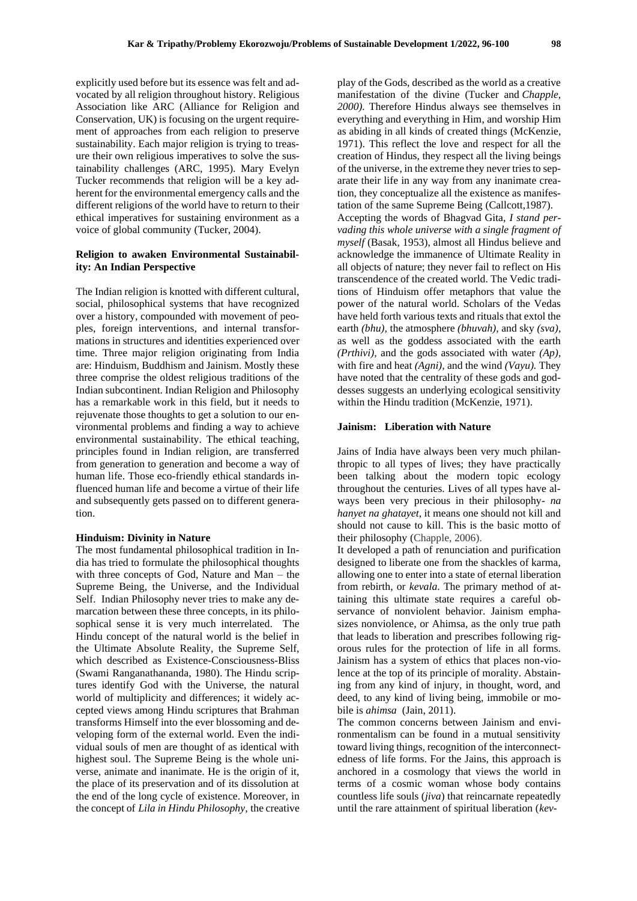explicitly used before but its essence was felt and advocated by all religion throughout history. Religious Association like ARC (Alliance for Religion and Conservation, UK) is focusing on the urgent requirement of approaches from each religion to preserve sustainability. Each major religion is trying to treasure their own religious imperatives to solve the sustainability challenges (ARC, 1995). Mary Evelyn Tucker recommends that religion will be a key adherent for the environmental emergency calls and the different religions of the world have to return to their ethical imperatives for sustaining environment as a voice of global community (Tucker, 2004).

## Religion to awaken Environmental Sustainability: An Indian Perspective

The Indian religion is knotted with different cultural, social, philosophical systems that have recognized over a history, compounded with movement of peoples, foreign interventions, and internal transformations in structures and identities experienced over time. Three major religion originating from India are: Hinduism, Buddhism and Jainism. Mostly these three comprise the oldest religious traditions of the Indian subcontinent. Indian Religion and Philosophy has a remarkable work in this field, but it needs to rejuvenate those thoughts to get a solution to our environmental problems and finding a way to achieve environmental sustainability. The ethical teaching, principles found in Indian religion, are transferred from generation to generation and become a way of human life. Those eco-friendly ethical standards influenced human life and become a virtue of their life and subsequently gets passed on to different generation.

### Hinduism: Divinity in Nature

The most fundamental philosophical tradition in India has tried to formulate the philosophical thoughts with three concepts of God, Nature and Man – the Supreme Being, the Universe, and the Individual Self. Indian Philosophy never tries to make any demarcation between these three concepts, in its philosophical sense it is very much interrelated. The Hindu concept of the natural world is the belief in the Ultimate Absolute Reality, the Supreme Self, which described as Existence-Consciousness-Bliss (Swami Ranganathananda, 1980). The Hindu scriptures identify God with the Universe, the natural world of multiplicity and differences; it widely accepted views among Hindu scriptures that Brahman transforms Himself into the ever blossoming and developing form of the external world. Even the individual souls of men are thought of as identical with highest soul. The Supreme Being is the whole universe, animate and inanimate. He is the origin of it, the place of its preservation and of its dissolution at the end of the long cycle of existence. Moreover, in the concept of *Lila in Hindu Philosophy*, the creative play of the Gods, described as the world as a creative manifestation of the divine (Tucker and *Chapple, 2000).* Therefore Hindus always see themselves in everything and everything in Him, and worship Him as abiding in all kinds of created things (McKenzie, 1971). This reflect the love and respect for all the creation of Hindus, they respect all the living beings of the universe, in the extreme they never tries to separate their life in any way from any inanimate creation, they conceptualize all the existence as manifestation of the same Supreme Being (Callcott,1987).

Accepting the words of Bhagvad Gita, *I stand pervading this whole universe with a single fragment of myself* (Basak, 1953), almost all Hindus believe and acknowledge the immanence of Ultimate Reality in all objects of nature; they never fail to reflect on His transcendence of the created world. The Vedic traditions of Hinduism offer metaphors that value the power of the natural world. Scholars of the Vedas have held forth various texts and rituals that extol the earth *(bhu),* the atmosphere *(bhuvah),* and sky *(sva),* as well as the goddess associated with the earth *(Prthivi),* and the gods associated with water *(Ap),* with fire and heat *(Agni),* and the wind *(Vayu).* They have noted that the centrality of these gods and goddesses suggests an underlying ecological sensitivity within the Hindu tradition (McKenzie, 1971).

### Jainism: Liberation with Nature

Jains of India have always been very much philanthropic to all types of lives; they have practically been talking about the modern topic ecology throughout the centuries. Lives of all types have always been very precious in their philosophy- *na hanyet na ghatayet*, it means one should not kill and should not cause to kill. This is the basic motto of their philosophy (Chapple, 2006).

It developed a path of renunciation and purification designed to liberate one from the shackles of karma, allowing one to enter into a state of eternal liberation from rebirth, or *kevala.* The primary method of attaining this ultimate state requires a careful observance of nonviolent behavior. Jainism emphasizes nonviolence, or Ahimsa, as the only true path that leads to liberation and prescribes following rigorous rules for the protection of life in all forms. Jainism has a system of ethics that places non-violence at the top of its principle of morality. Abstaining from any kind of injury, in thought, word, and deed, to any kind of living being, immobile or mobile is *ahimsa* (Jain, 2011).

The common concerns between Jainism and environmentalism can be found in a mutual sensitivity toward living things, recognition of the interconnectedness of life forms. For the Jains, this approach is anchored in a cosmology that views the world in terms of a cosmic woman whose body contains countless life souls (*jiva*) that reincarnate repeatedly until the rare attainment of spiritual liberation (*kev-*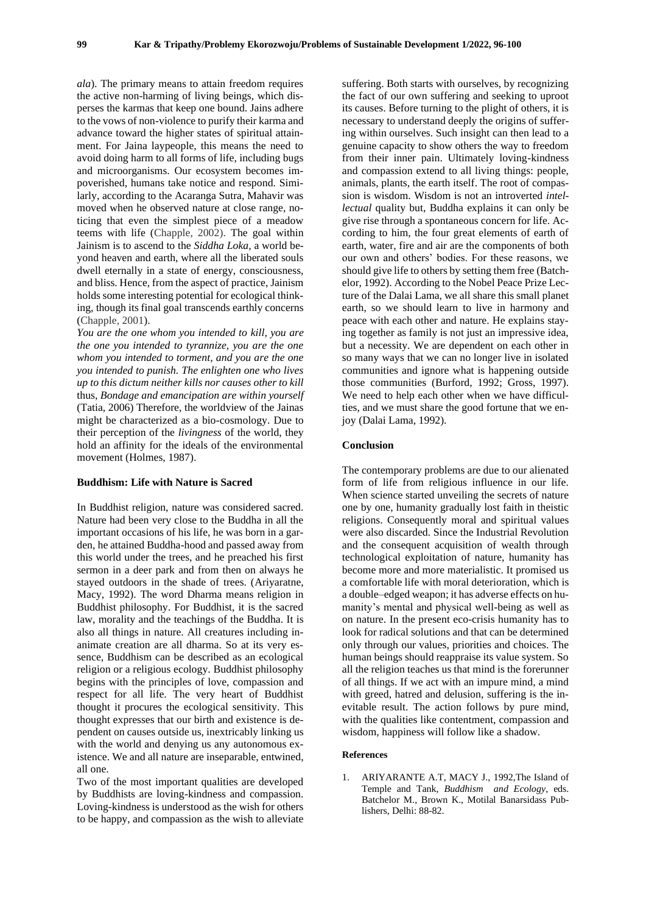*ala*). The primary means to attain freedom requires the active non-harming of living beings, which disperses the karmas that keep one bound. Jains adhere to the vows of non-violence to purify their karma and advance toward the higher states of spiritual attainment. For Jaina laypeople, this means the need to avoid doing harm to all forms of life, including bugs and microorganisms. Our ecosystem becomes impoverished, humans take notice and respond. Similarly, according to the Acaranga Sutra, Mahavir was moved when he observed nature at close range, noticing that even the simplest piece of a meadow teems with life (Chapple, 2002). The goal within Jainism is to ascend to the *Siddha Loka*, a world beyond heaven and earth, where all the liberated souls dwell eternally in a state of energy, consciousness, and bliss. Hence, from the aspect of practice, Jainism holds some interesting potential for ecological thinking, though its final goal transcends earthly concerns (Chapple, 2001).

*You are the one whom you intended to kill, you are the one you intended to tyrannize, you are the one whom you intended to torment, and you are the one you intended to punish. The enlighten one who lives up to this dictum neither kills nor causes other to kill* thus, *Bondage and emancipation are within yourself* (Tatia, 2006) Therefore, the worldview of the Jainas might be characterized as a bio-cosmology. Due to their perception of the *livingness* of the world, they hold an affinity for the ideals of the environmental movement (Holmes, 1987).

### Buddhism: Life with Nature is Sacred

In Buddhist religion, nature was considered sacred. Nature had been very close to the Buddha in all the important occasions of his life, he was born in a garden, he attained Buddha-hood and passed away from this world under the trees, and he preached his first sermon in a deer park and from then on always he stayed outdoors in the shade of trees. (Ariyaratne, Macy, 1992). The word Dharma means religion in Buddhist philosophy. For Buddhist, it is the sacred law, morality and the teachings of the Buddha. It is also all things in nature. All creatures including inanimate creation are all dharma. So at its very essence, Buddhism can be described as an ecological religion or a religious ecology. Buddhist philosophy begins with the principles of love, compassion and respect for all life. The very heart of Buddhist thought it procures the ecological sensitivity. This thought expresses that our birth and existence is dependent on causes outside us, inextricably linking us with the world and denying us any autonomous existence. We and all nature are inseparable, entwined, all one.

Two of the most important qualities are developed by Buddhists are loving-kindness and compassion. Loving-kindness is understood as the wish for others to be happy, and compassion as the wish to alleviate suffering. Both starts with ourselves, by recognizing the fact of our own suffering and seeking to uproot its causes. Before turning to the plight of others, it is necessary to understand deeply the origins of suffering within ourselves. Such insight can then lead to a genuine capacity to show others the way to freedom from their inner pain. Ultimately loving-kindness and compassion extend to all living things: people, animals, plants, the earth itself. The root of compassion is wisdom. Wisdom is not an introverted *intellectual* quality but, Buddha explains it can only be give rise through a spontaneous concern for life. According to him, the four great elements of earth of earth, water, fire and air are the components of both our own and others' bodies. For these reasons, we should give life to others by setting them free (Batchelor, 1992). According to the Nobel Peace Prize Lecture of the Dalai Lama, we all share this small planet earth, so we should learn to live in harmony and peace with each other and nature. He explains staying together as family is not just an impressive idea, but a necessity. We are dependent on each other in so many ways that we can no longer live in isolated communities and ignore what is happening outside those communities (Burford, 1992; Gross, 1997). We need to help each other when we have difficulties, and we must share the good fortune that we enjoy (Dalai Lama, 1992).

### Conclusion

The contemporary problems are due to our alienated form of life from religious influence in our life. When science started unveiling the secrets of nature one by one, humanity gradually lost faith in theistic religions. Consequently moral and spiritual values were also discarded. Since the Industrial Revolution and the consequent acquisition of wealth through technological exploitation of nature, humanity has become more and more materialistic. It promised us a comfortable life with moral deterioration, which is a double–edged weapon; it has adverse effects on humanity's mental and physical well-being as well as on nature. In the present eco-crisis humanity has to look for radical solutions and that can be determined only through our values, priorities and choices. The human beings should reappraise its value system. So all the religion teaches us that mind is the forerunner of all things. If we act with an impure mind, a mind with greed, hatred and delusion, suffering is the inevitable result. The action follows by pure mind, with the qualities like contentment, compassion and wisdom, happiness will follow like a shadow.

### References

1. ARIYARANTE A.T, MACY J., 1992,The Island of Temple and Tank, *Buddhism and Ecology*, eds. Batchelor M., Brown K., Motilal Banarsidass Publishers, Delhi: 88-82.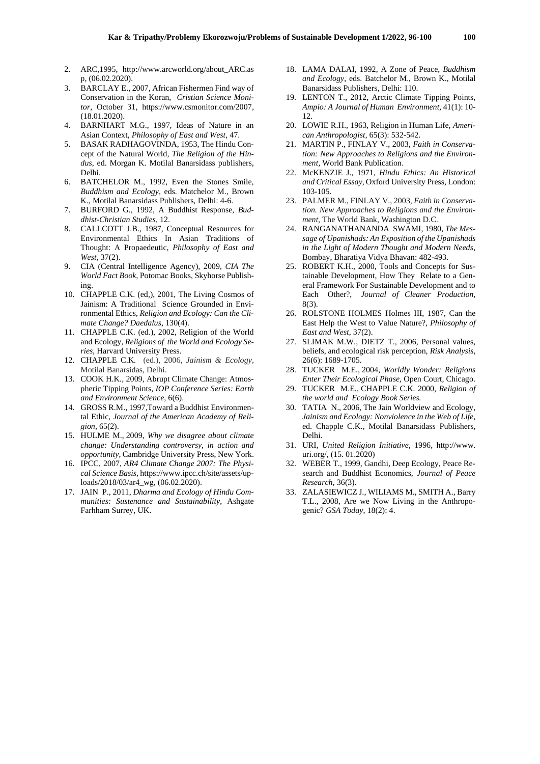2. ARC,1995, http://www.arcworld.org/about_ARC.asp, (06.02.2020).
3. BARCLAY E., 2007, African Fishermen Find way of Conservation in the Koran, *Cristian Science Monitor*, October 31, https://www.csmonitor.com/2007, (18.01.2020).
4. BARNHART M.G., 1997, Ideas of Nature in an Asian Context, *Philosophy of East and West*, 47.
5. BASAK RADHAGOVINDA, 1953, The Hindu Concept of the Natural World, *The Religion of the Hindus*, ed. Morgan K. Motilal Banarsidass publishers, Delhi.
6. BATCHELOR M., 1992, Even the Stones Smile, *Buddhism and Ecology*, eds. Matchelor M., Brown K., Motilal Banarsidass Publishers, Delhi: 4-6.
7. BURFORD G., 1992, A Buddhist Response, *Buddhist-Christian Studies*, 12.
8. CALLCOTT J.B., 1987, Conceptual Resources for Environmental Ethics In Asian Traditions of Thought: A Propaedeutic, *Philosophy of East and West*, 37(2).
9. CIA (Central Intelligence Agency), 2009, *CIA The World Fact Book*, Potomac Books, Skyhorse Publishing.
10. CHAPPLE C.K. (ed,), 2001, The Living Cosmos of Jainism: A Traditional Science Grounded in Environmental Ethics, *Religion and Ecology: Can the Climate Change? Daedalus*, 130(4).
11. CHAPPLE C.K. (ed.), 2002, Religion of the World and Ecology, *Religions of the World and Ecology Series*, Harvard University Press.
12. CHAPPLE C.K. (ed.), 2006, *Jainism & Ecology*, Motilal Banarsidas, Delhi.
13. COOK H.K., 2009, Abrupt Climate Change: Atmospheric Tipping Points, *IOP Conference Series: Earth and Environment Science*, 6(6).
14. GROSS R.M., 1997,Toward a Buddhist Environmental Ethic, *Journal of the American Academy of Religion*, 65(2).
15. HULME M., 2009, *Why we disagree about climate change: Understanding controversy, in action and opportunity*, Cambridge University Press, New York.
16. IPCC, 2007, *AR4 Climate Change 2007: The Physical Science Basis*, https://www.ipcc.ch/site/assets/uploads/2018/03/ar4_wg, (06.02.2020).
17. JAIN P., 2011, *Dharma and Ecology of Hindu Communities: Sustenance and Sustainability*, Ashgate Farhham Surrey, UK.
18. LAMA DALAI, 1992, A Zone of Peace, *Buddhism and Ecology*, eds. Batchelor M., Brown K., Motilal Banarsidass Publishers, Delhi: 110.
19. LENTON T., 2012, Arctic Climate Tipping Points, *Ampio: A Journal of Human Environment*, 41(1): 10-12.
20. LOWIE R.H., 1963, Religion in Human Life, *American Anthropologist*, 65(3): 532-542.
21. MARTIN P., FINLAY V., 2003, *Faith in Conservation: New Approaches to Religions and the Environment*, World Bank Publication.
22. McKENZIE J., 1971, *Hindu Ethics: An Historical and Critical Essay*, Oxford University Press, London: 103-105.
23. PALMER M., FINLAY V., 2003, *Faith in Conservation. New Approaches to Religions and the Environment*, The World Bank, Washington D.C.
24. RANGANATHANANDA SWAMI, 1980, *The Message of Upanishads: An Exposition of the Upanishads in the Light of Modern Thought and Modern Needs*, Bombay, Bharatiya Vidya Bhavan: 482-493.
25. ROBERT K.H., 2000, Tools and Concepts for Sustainable Development, How They Relate to a General Framework For Sustainable Development and to Each Other?, *Journal of Cleaner Production*, 8(3).
26. ROLSTONE HOLMES Holmes III, 1987, Can the East Help the West to Value Nature?, *Philosophy of East and West*, 37(2).
27. SLIMAK M.W., DIETZ T., 2006, Personal values, beliefs, and ecological risk perception, *Risk Analysis*, 26(6): 1689-1705.
28. TUCKER M.E., 2004, *Worldly Wonder: Religions Enter Their Ecological Phase*, Open Court, Chicago.
29. TUCKER M.E., CHAPPLE C.K. 2000, *Religion of the world and Ecology Book Series.*
30. TATIA N., 2006, The Jain Worldview and Ecology, *Jainism and Ecology: Nonviolence in the Web of Life*, ed. Chapple C.K., Motilal Banarsidass Publishers, Delhi.
31. URI, *United Religion Initiative*, 1996, http://www.uri.org/, (15. 01.2020)
32. WEBER T., 1999, Gandhi, Deep Ecology, Peace Research and Buddhist Economics, *Journal of Peace Research*, 36(3).
33. ZALASIEWICZ J., WILIAMS M., SMITH A., Barry T.L., 2008, Are we Now Living in the Anthropogenic? *GSA Today*, 18(2): 4.